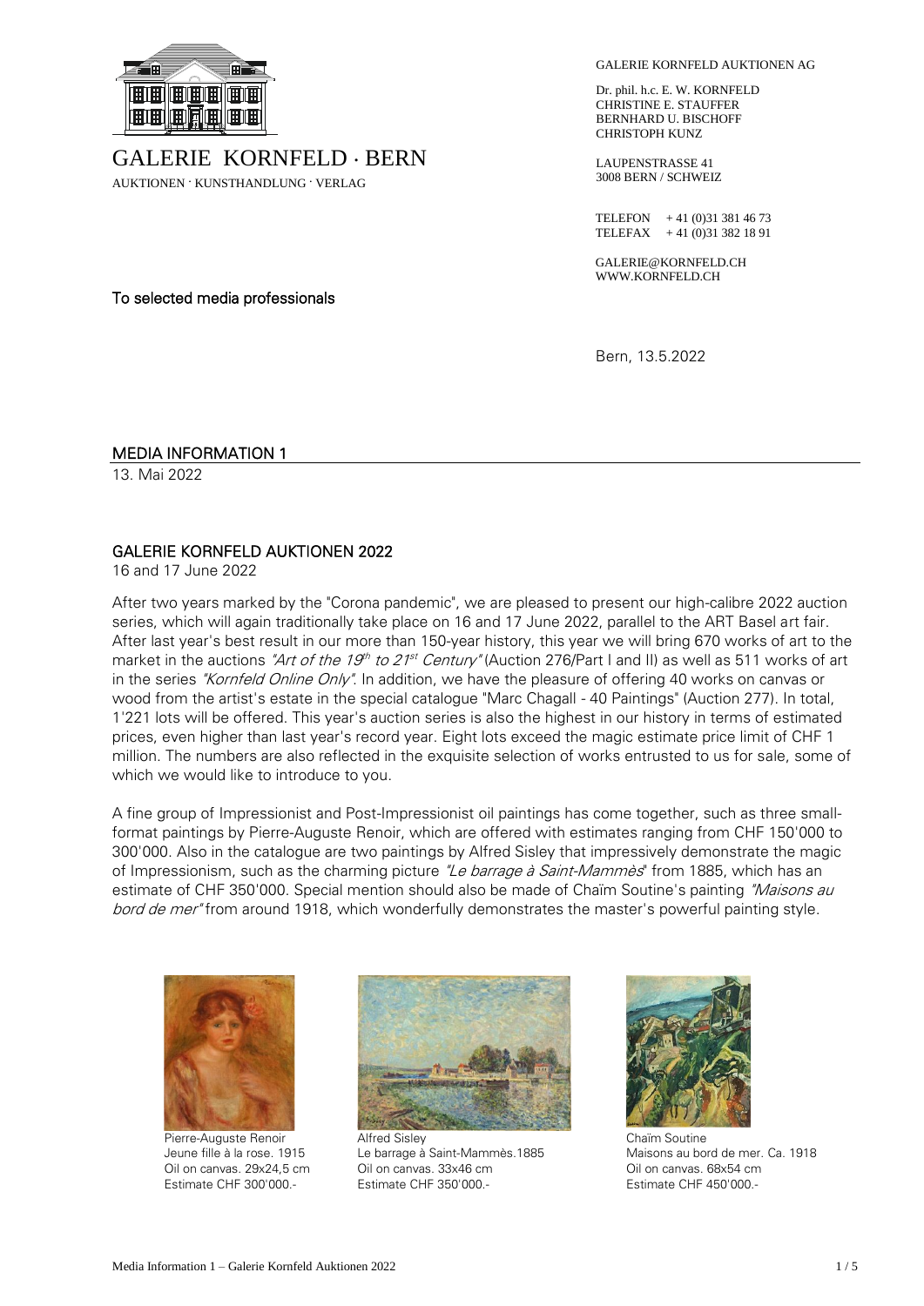GALERIE KORNFELD · BERN

AUKTIONEN · KUNSTHANDLUNG · VERLAG

GALERIE KORNFELD AUKTIONEN AG

Dr. phil. h.c. E. W. KORNFELD
CHRISTINE E. STAUFFER
BERNHARD U. BISCHOFF
CHRISTOPH KUNZ

LAUPENSTRASSE 41
3008 BERN / SCHWEIZ

TELEFON + 41 (0)31 381 46 73
TELEFAX + 41 (0)31 382 18 91

GALERIE@KORNFELD.CH
WWW.KORNFELD.CH

To selected media professionals

Bern, 13.5.2022

## MEDIA INFORMATION 1

13. Mai 2022

## GALERIE KORNFELD AUKTIONEN 2022

16 and 17 June 2022

After two years marked by the "Corona pandemic", we are pleased to present our high-calibre 2022 auction series, which will again traditionally take place on 16 and 17 June 2022, parallel to the ART Basel art fair. After last year's best result in our more than 150-year history, this year we will bring 670 works of art to the market in the auctions *"Art of the 19th to 21st Century"* (Auction 276/Part I and II) as well as 511 works of art in the series *"Kornfeld Online Only"*. In addition, we have the pleasure of offering 40 works on canvas or wood from the artist's estate in the special catalogue "Marc Chagall - 40 Paintings" (Auction 277). In total, 1'221 lots will be offered. This year's auction series is also the highest in our history in terms of estimated prices, even higher than last year's record year. Eight lots exceed the magic estimate price limit of CHF 1 million. The numbers are also reflected in the exquisite selection of works entrusted to us for sale, some of which we would like to introduce to you.

A fine group of Impressionist and Post-Impressionist oil paintings has come together, such as three small-format paintings by Pierre-Auguste Renoir, which are offered with estimates ranging from CHF 150'000 to 300'000. Also in the catalogue are two paintings by Alfred Sisley that impressively demonstrate the magic of Impressionism, such as the charming picture *"Le barrage à Saint-Mammès"* from 1885, which has an estimate of CHF 350'000. Special mention should also be made of Chaïm Soutine's painting *"Maisons au bord de mer"* from around 1918, which wonderfully demonstrates the master's powerful painting style.

Pierre-Auguste Renoir
Jeune fille à la rose. 1915
Oil on canvas. 29x24,5 cm
Estimate CHF 300'000.-

Alfred Sisley
Le barrage à Saint-Mammès.1885
Oil on canvas. 33x46 cm
Estimate CHF 350'000.-

Chaïm Soutine
Maisons au bord de mer. Ca. 1918
Oil on canvas. 68x54 cm
Estimate CHF 450'000.-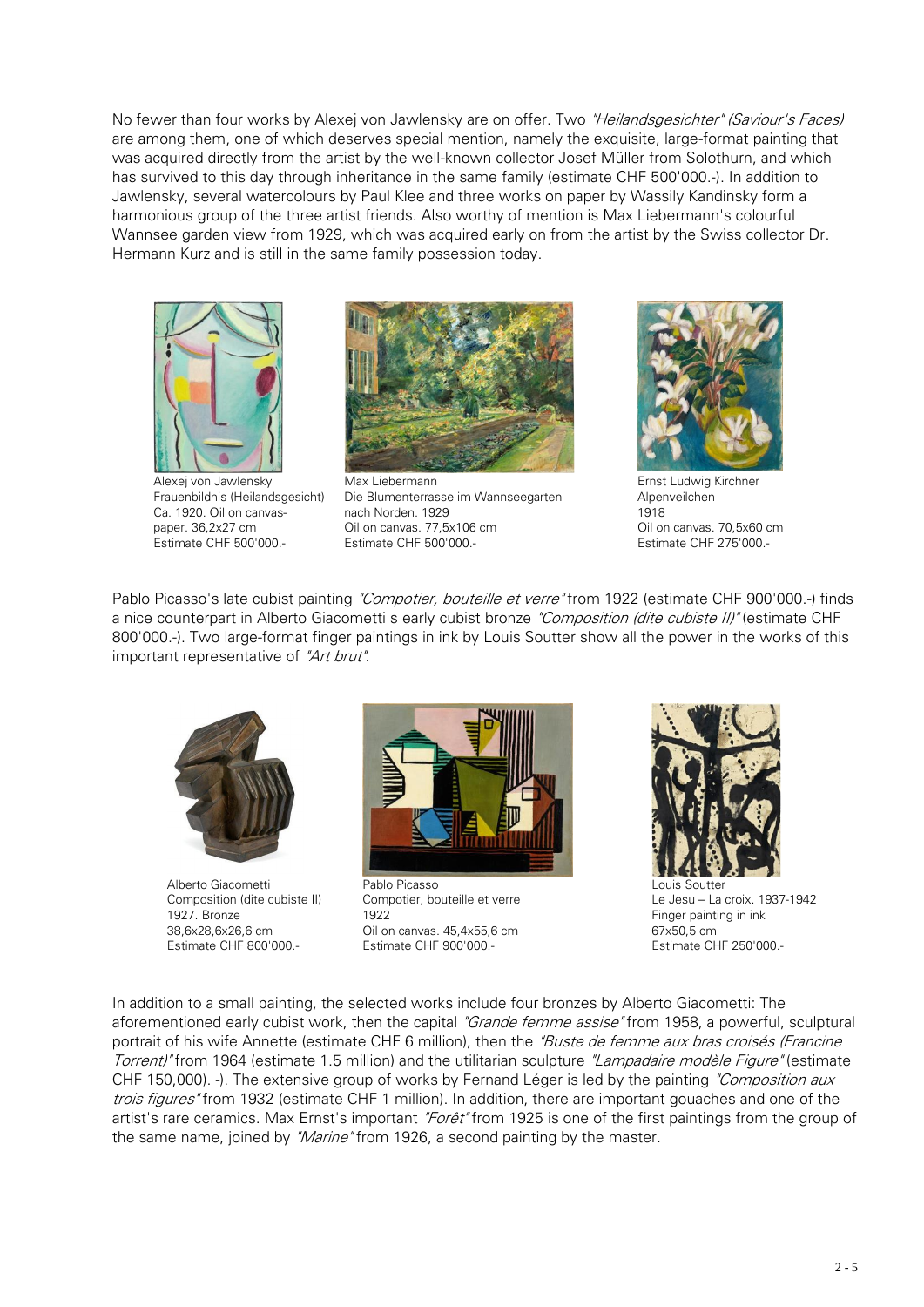No fewer than four works by Alexej von Jawlensky are on offer. Two *"Heilandsgesichter" (Saviour's Faces)* are among them, one of which deserves special mention, namely the exquisite, large-format painting that was acquired directly from the artist by the well-known collector Josef Müller from Solothurn, and which has survived to this day through inheritance in the same family (estimate CHF 500'000.-). In addition to Jawlensky, several watercolours by Paul Klee and three works on paper by Wassily Kandinsky form a harmonious group of the three artist friends. Also worthy of mention is Max Liebermann's colourful Wannsee garden view from 1929, which was acquired early on from the artist by the Swiss collector Dr. Hermann Kurz and is still in the same family possession today.

Alexej von Jawlensky
Frauenbildnis (Heilandsgesicht)
Ca. 1920. Oil on canvas-paper. 36,2x27 cm
Estimate CHF 500'000.-

Max Liebermann
Die Blumenterrasse im Wannseegarten nach Norden. 1929
Oil on canvas. 77,5x106 cm
Estimate CHF 500'000.-

Ernst Ludwig Kirchner
Alpenveilchen
1918
Oil on canvas. 70,5x60 cm
Estimate CHF 275'000.-

Pablo Picasso's late cubist painting *"Compotier, bouteille et verre"* from 1922 (estimate CHF 900'000.-) finds a nice counterpart in Alberto Giacometti's early cubist bronze *"Composition (dite cubiste II)"* (estimate CHF 800'000.-). Two large-format finger paintings in ink by Louis Soutter show all the power in the works of this important representative of *"Art brut"*.

Alberto Giacometti
Composition (dite cubiste II)
1927. Bronze
38,6x28,6x26,6 cm
Estimate CHF 800'000.-

Pablo Picasso
Compotier, bouteille et verre
1922
Oil on canvas. 45,4x55,6 cm
Estimate CHF 900'000.-

Louis Soutter
Le Jesu – La croix. 1937-1942
Finger painting in ink
67x50,5 cm
Estimate CHF 250'000.-

In addition to a small painting, the selected works include four bronzes by Alberto Giacometti: The aforementioned early cubist work, then the capital *"Grande femme assise"* from 1958, a powerful, sculptural portrait of his wife Annette (estimate CHF 6 million), then the *"Buste de femme aux bras croisés (Francine Torrent)"* from 1964 (estimate 1.5 million) and the utilitarian sculpture *"Lampadaire modèle Figure"* (estimate CHF 150,000). -). The extensive group of works by Fernand Léger is led by the painting *"Composition aux trois figures"* from 1932 (estimate CHF 1 million). In addition, there are important gouaches and one of the artist's rare ceramics. Max Ernst's important *"Forêt"* from 1925 is one of the first paintings from the group of the same name, joined by *"Marine"* from 1926, a second painting by the master.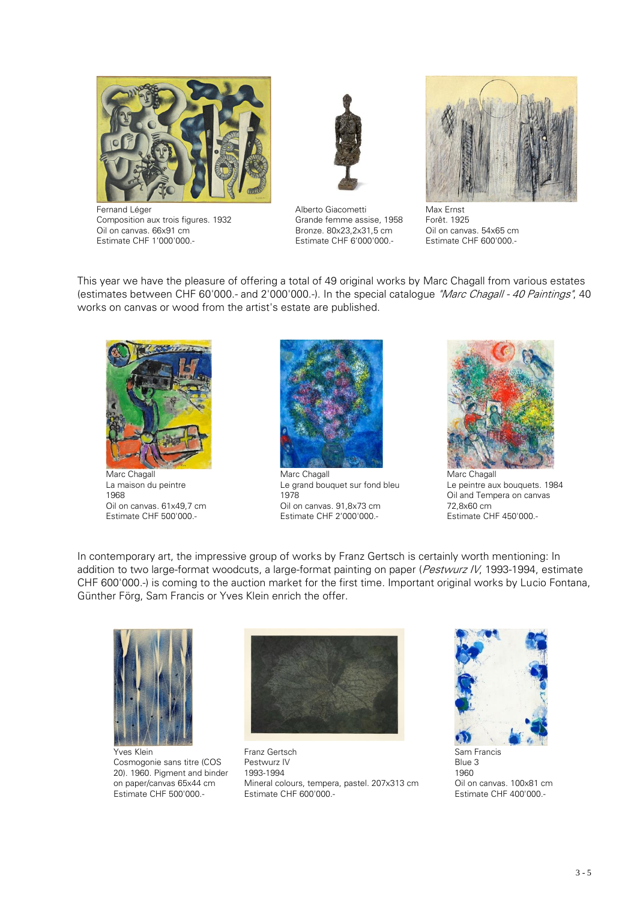Fernand Léger
Composition aux trois figures. 1932
Oil on canvas. 66x91 cm
Estimate CHF 1'000'000.-

Alberto Giacometti
Grande femme assise, 1958
Bronze. 80x23,2x31,5 cm
Estimate CHF 6'000'000.-

Max Ernst
Forêt. 1925
Oil on canvas. 54x65 cm
Estimate CHF 600'000.-

This year we have the pleasure of offering a total of 49 original works by Marc Chagall from various estates (estimates between CHF 60'000.- and 2'000'000.-). In the special catalogue *"Marc Chagall - 40 Paintings"*, 40 works on canvas or wood from the artist's estate are published.

Marc Chagall
La maison du peintre
1968
Oil on canvas. 61x49,7 cm
Estimate CHF 500'000.-

Marc Chagall
Le grand bouquet sur fond bleu
1978
Oil on canvas. 91,8x73 cm
Estimate CHF 2'000'000.-

Marc Chagall
Le peintre aux bouquets. 1984
Oil and Tempera on canvas
72,8x60 cm
Estimate CHF 450'000.-

In contemporary art, the impressive group of works by Franz Gertsch is certainly worth mentioning: In addition to two large-format woodcuts, a large-format painting on paper (*Pestwurz IV*, 1993-1994, estimate CHF 600'000.-) is coming to the auction market for the first time. Important original works by Lucio Fontana, Günther Förg, Sam Francis or Yves Klein enrich the offer.

Yves Klein
Cosmogonie sans titre (COS 20). 1960. Pigment and binder on paper/canvas 65x44 cm
Estimate CHF 500'000.-

Franz Gertsch
Pestwurz IV
1993-1994
Mineral colours, tempera, pastel. 207x313 cm
Estimate CHF 600'000.-

Sam Francis
Blue 3
1960
Oil on canvas. 100x81 cm
Estimate CHF 400'000.-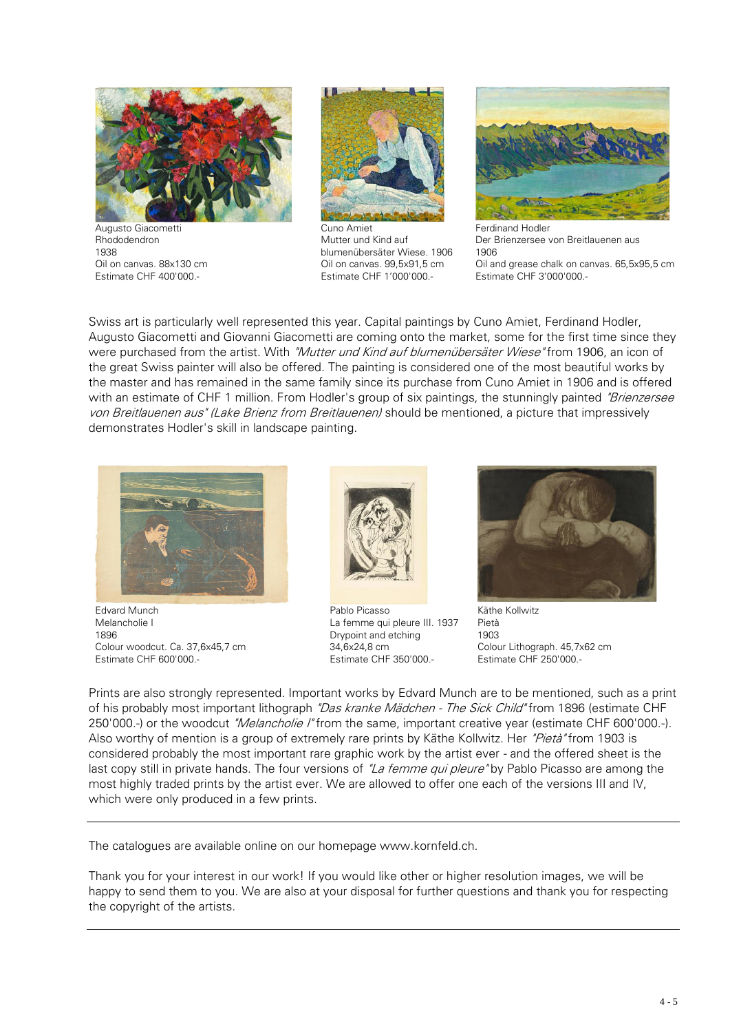Augusto Giacometti
Rhododendron
1938
Oil on canvas. 88x130 cm
Estimate CHF 400'000.-

Cuno Amiet
Mutter und Kind auf blumenübersäter Wiese. 1906
Oil on canvas. 99,5x91,5 cm
Estimate CHF 1'000'000.-

Ferdinand Hodler
Der Brienzersee von Breitlauenen aus
1906
Oil and grease chalk on canvas. 65,5x95,5 cm
Estimate CHF 3'000'000.-

Swiss art is particularly well represented this year. Capital paintings by Cuno Amiet, Ferdinand Hodler, Augusto Giacometti and Giovanni Giacometti are coming onto the market, some for the first time since they were purchased from the artist. With *"Mutter und Kind auf blumenübersäter Wiese"* from 1906, an icon of the great Swiss painter will also be offered. The painting is considered one of the most beautiful works by the master and has remained in the same family since its purchase from Cuno Amiet in 1906 and is offered with an estimate of CHF 1 million. From Hodler's group of six paintings, the stunningly painted *"Brienzersee von Breitlauenen aus" (Lake Brienz from Breitlauenen)* should be mentioned, a picture that impressively demonstrates Hodler's skill in landscape painting.

Edvard Munch
Melancholie I
1896
Colour woodcut. Ca. 37,6x45,7 cm
Estimate CHF 600'000.-

Pablo Picasso
La femme qui pleure III. 1937
Drypoint and etching
34,6x24,8 cm
Estimate CHF 350'000.-

Käthe Kollwitz
Pietà
1903
Colour Lithograph. 45,7x62 cm
Estimate CHF 250'000.-

Prints are also strongly represented. Important works by Edvard Munch are to be mentioned, such as a print of his probably most important lithograph *"Das kranke Mädchen - The Sick Child"* from 1896 (estimate CHF 250'000.-) or the woodcut *"Melancholie I"* from the same, important creative year (estimate CHF 600'000.-). Also worthy of mention is a group of extremely rare prints by Käthe Kollwitz. Her *"Pietà"* from 1903 is considered probably the most important rare graphic work by the artist ever - and the offered sheet is the last copy still in private hands. The four versions of *"La femme qui pleure"* by Pablo Picasso are among the most highly traded prints by the artist ever. We are allowed to offer one each of the versions III and IV, which were only produced in a few prints.

---

The catalogues are available online on our homepage www.kornfeld.ch.

Thank you for your interest in our work! If you would like other or higher resolution images, we will be happy to send them to you. We are also at your disposal for further questions and thank you for respecting the copyright of the artists.

---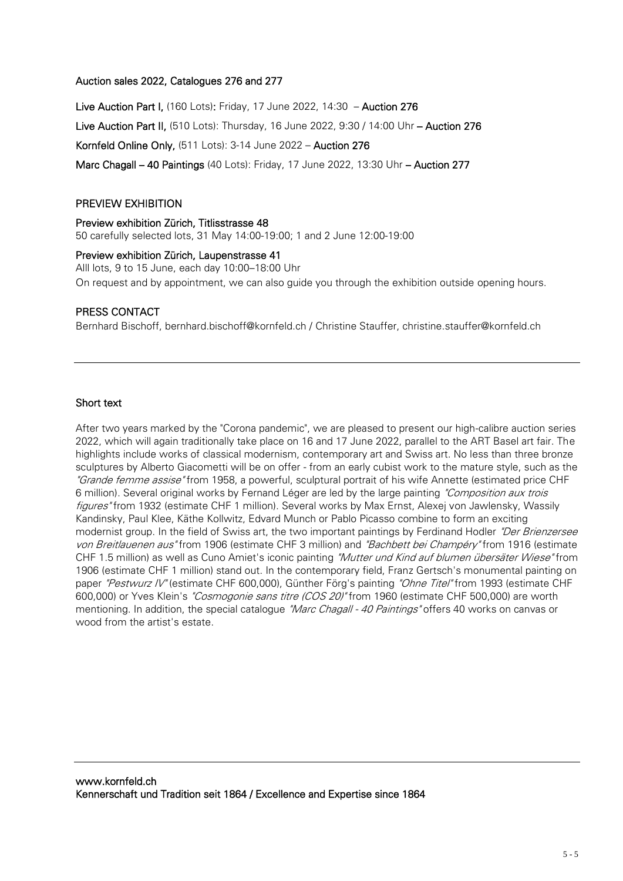## Auction sales 2022, Catalogues 276 and 277

**Live Auction Part I,** (160 Lots)**:** Friday, 17 June 2022, 14:30 – **Auction 276**

**Live Auction Part II,** (510 Lots): Thursday, 16 June 2022, 9:30 / 14:00 Uhr **– Auction 276**

**Kornfeld Online Only,** (511 Lots): 3-14 June 2022 – **Auction 276**

**Marc Chagall – 40 Paintings** (40 Lots): Friday, 17 June 2022, 13:30 Uhr **– Auction 277**

## PREVIEW EXHIBITION

**Preview exhibition Zürich, Titlisstrasse 48**
50 carefully selected lots, 31 May 14:00-19:00; 1 and 2 June 12:00-19:00

**Preview exhibition Zürich, Laupenstrasse 41**
Alll lots, 9 to 15 June, each day 10:00–18:00 Uhr
On request and by appointment, we can also guide you through the exhibition outside opening hours.

## PRESS CONTACT

Bernhard Bischoff, bernhard.bischoff@kornfeld.ch / Christine Stauffer, christine.stauffer@kornfeld.ch

---

## Short text

After two years marked by the "Corona pandemic", we are pleased to present our high-calibre auction series 2022, which will again traditionally take place on 16 and 17 June 2022, parallel to the ART Basel art fair. The highlights include works of classical modernism, contemporary art and Swiss art. No less than three bronze sculptures by Alberto Giacometti will be on offer - from an early cubist work to the mature style, such as the *"Grande femme assise"* from 1958, a powerful, sculptural portrait of his wife Annette (estimated price CHF 6 million). Several original works by Fernand Léger are led by the large painting *"Composition aux trois figures"* from 1932 (estimate CHF 1 million). Several works by Max Ernst, Alexej von Jawlensky, Wassily Kandinsky, Paul Klee, Käthe Kollwitz, Edvard Munch or Pablo Picasso combine to form an exciting modernist group. In the field of Swiss art, the two important paintings by Ferdinand Hodler *"Der Brienzersee von Breitlauenen aus"* from 1906 (estimate CHF 3 million) and *"Bachbett bei Champéry"* from 1916 (estimate CHF 1.5 million) as well as Cuno Amiet's iconic painting *"Mutter und Kind auf blumen übersäter Wiese"* from 1906 (estimate CHF 1 million) stand out. In the contemporary field, Franz Gertsch's monumental painting on paper *"Pestwurz IV"* (estimate CHF 600,000), Günther Förg's painting *"Ohne Titel"* from 1993 (estimate CHF 600,000) or Yves Klein's *"Cosmogonie sans titre (COS 20)"* from 1960 (estimate CHF 500,000) are worth mentioning. In addition, the special catalogue *"Marc Chagall - 40 Paintings"* offers 40 works on canvas or wood from the artist's estate.

---

**www.kornfeld.ch**
**Kennerschaft und Tradition seit 1864 / Excellence and Expertise since 1864**